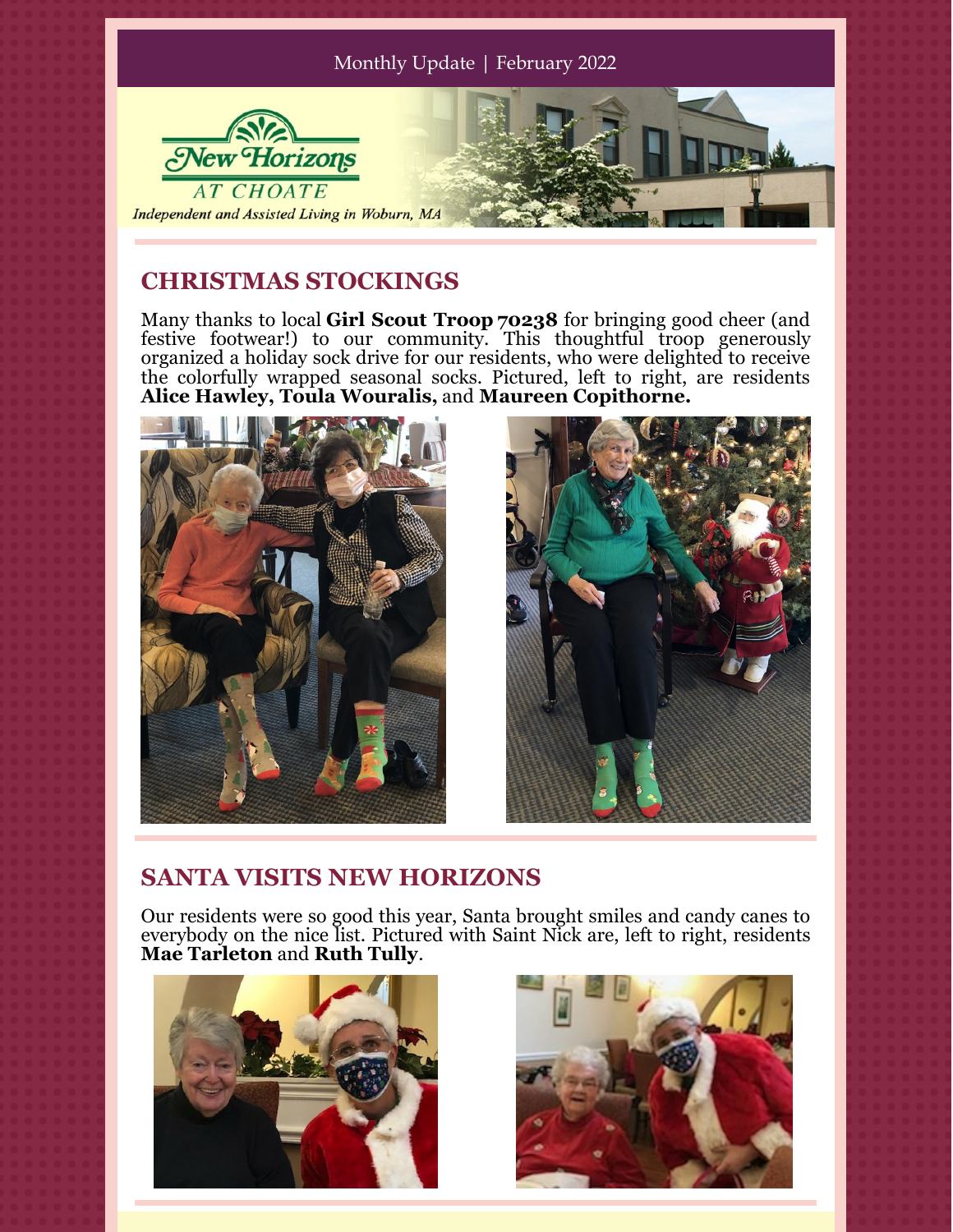Monthly Update | February 2022

New Horizons AT CHOATE

*Independent and Assisted Living in Woburn, MA*

## CHRISTMAS STOCKINGS

Many thanks to local **Girl Scout Troop 70238** for bringing good cheer (and festive footwear!) to our community. This thoughtful troop generously organized a holiday sock drive for our residents, who were delighted to receive the colorfully wrapped seasonal socks. Pictured, left to right, are residents **Alice Hawley, Toula Wouralis,** and **Maureen Copithorne.**

## SANTA VISITS NEW HORIZONS

Our residents were so good this year, Santa brought smiles and candy canes to everybody on the nice list. Pictured with Saint Nick are, left to right, residents **Mae Tarleton** and **Ruth Tully**.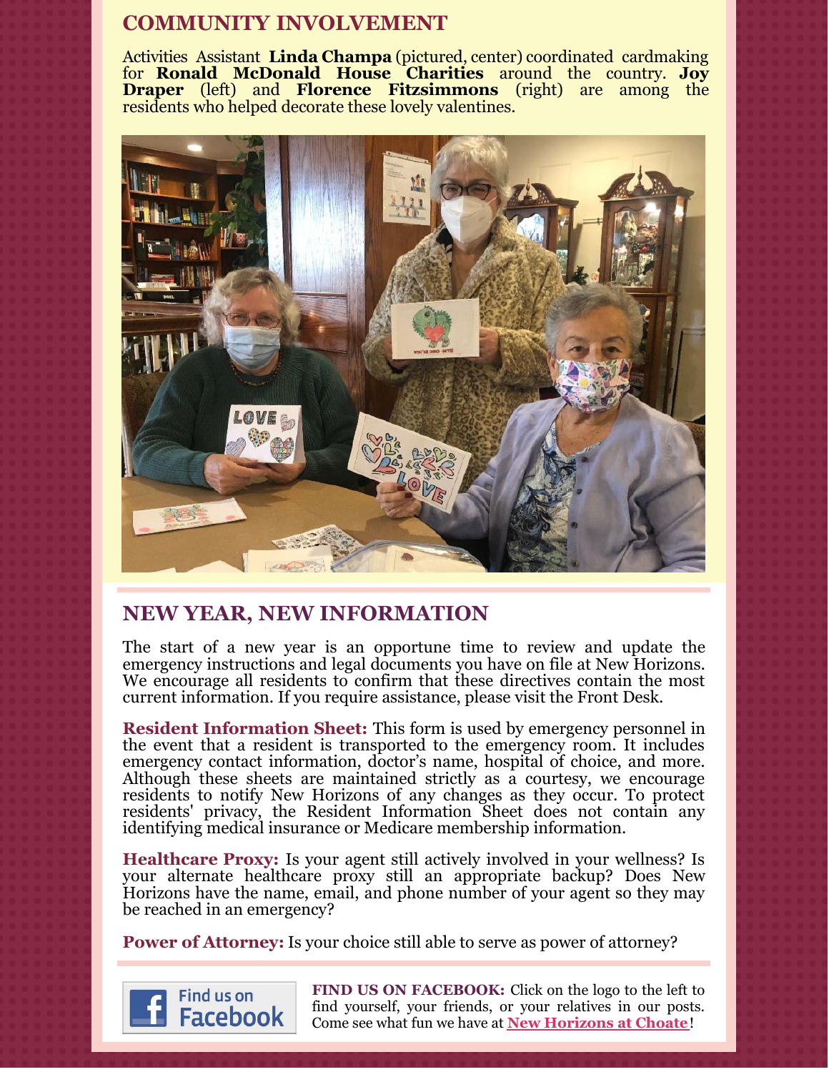## COMMUNITY INVOLVEMENT

Activities Assistant **Linda Champa** (pictured, center) coordinated cardmaking for **Ronald McDonald House Charities** around the country. **Joy Draper** (left) and **Florence Fitzsimmons** (right) are among the residents who helped decorate these lovely valentines.

## NEW YEAR, NEW INFORMATION

The start of a new year is an opportune time to review and update the emergency instructions and legal documents you have on file at New Horizons. We encourage all residents to confirm that these directives contain the most current information. If you require assistance, please visit the Front Desk.

**Resident Information Sheet:** This form is used by emergency personnel in the event that a resident is transported to the emergency room. It includes emergency contact information, doctor's name, hospital of choice, and more. Although these sheets are maintained strictly as a courtesy, we encourage residents to notify New Horizons of any changes as they occur. To protect residents' privacy, the Resident Information Sheet does not contain any identifying medical insurance or Medicare membership information.

**Healthcare Proxy:** Is your agent still actively involved in your wellness? Is your alternate healthcare proxy still an appropriate backup? Does New Horizons have the name, email, and phone number of your agent so they may be reached in an emergency?

**Power of Attorney:** Is your choice still able to serve as power of attorney?

**FIND US ON FACEBOOK:** Click on the logo to the left to find yourself, your friends, or your relatives in our posts. Come see what fun we have at **New Horizons at Choate**!